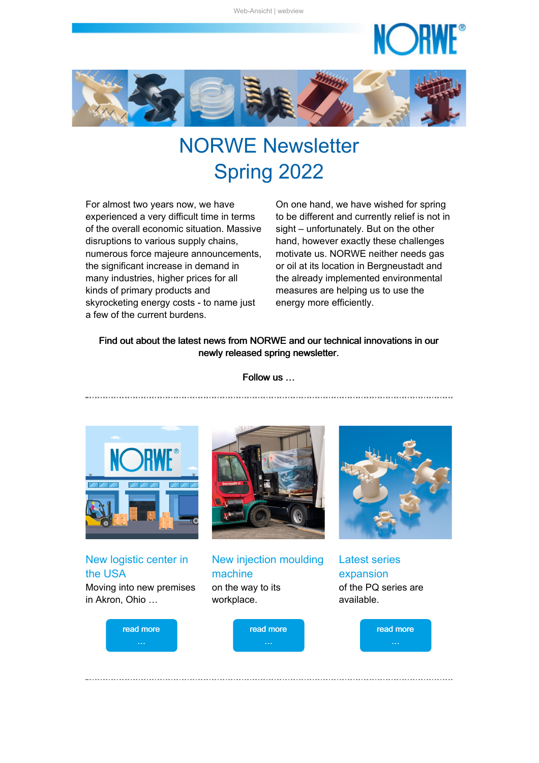Web-Ansicht | webview

# NORWE Newsletter Spring 2022

For almost two years now, we have experienced a very difficult time in terms of the overall economic situation. Massive disruptions to various supply chains, numerous force majeure announcements, the significant increase in demand in many industries, higher prices for all kinds of primary products and skyrocketing energy costs - to name just a few of the current burdens.

On one hand, we have wished for spring to be different and currently relief is not in sight – unfortunately. But on the other hand, however exactly these challenges motivate us. NORWE neither needs gas or oil at its location in Bergneustadt and the already implemented environmental measures are helping us to use the energy more efficiently.

**Find out about the latest news from NORWE and our technical innovations in our newly released spring newsletter.**

**Follow us …**

---

### New logistic center in the USA

Moving into new premises in Akron, Ohio …

read more …

### New injection moulding machine

on the way to its workplace.

read more …

### Latest series expansion

of the PQ series are available.

read more …

---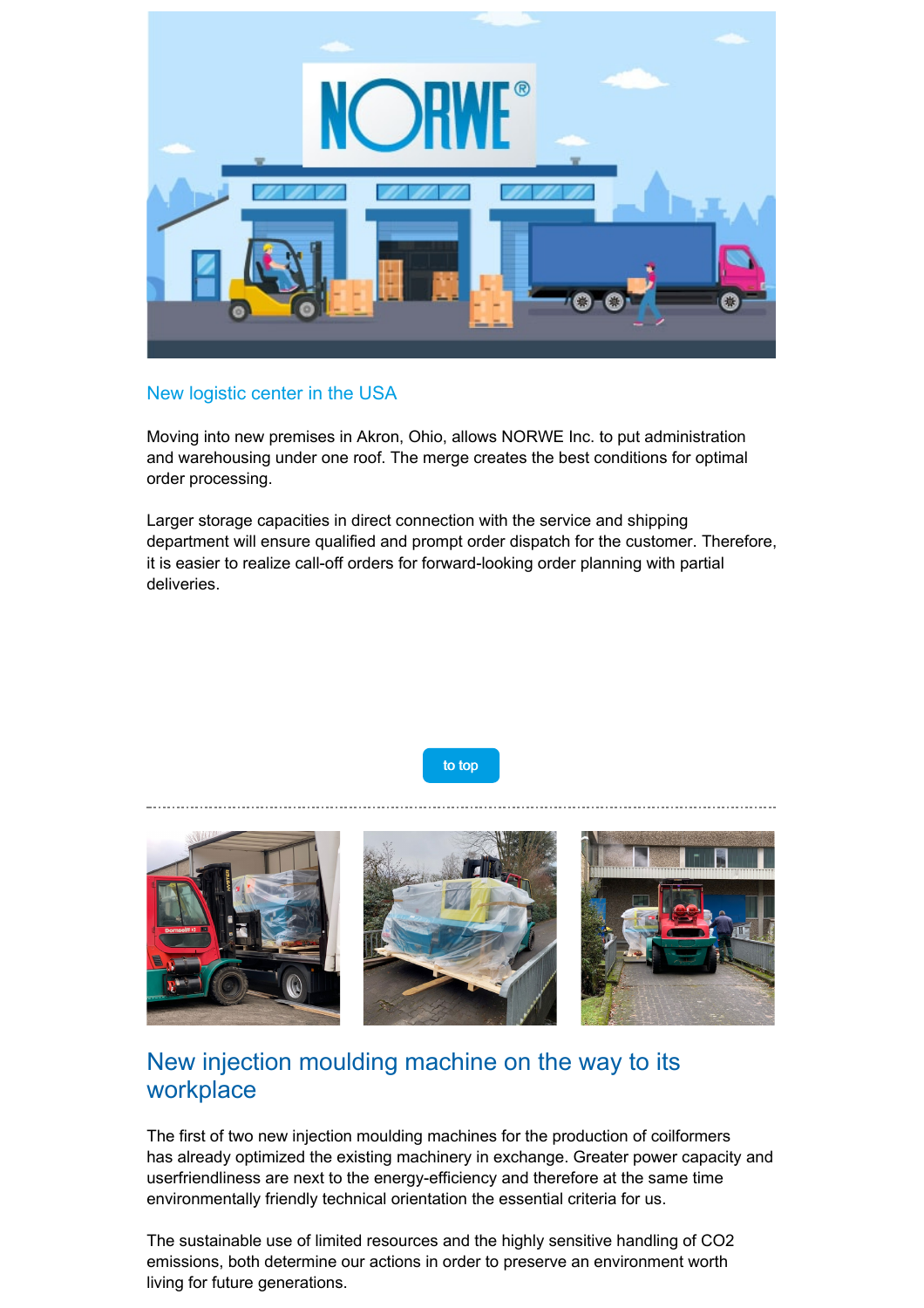## New logistic center in the USA

Moving into new premises in Akron, Ohio, allows NORWE Inc. to put administration and warehousing under one roof. The merge creates the best conditions for optimal order processing.

Larger storage capacities in direct connection with the service and shipping department will ensure qualified and prompt order dispatch for the customer. Therefore, it is easier to realize call-off orders for forward-looking order planning with partial deliveries.

to top

---

## New injection moulding machine on the way to its workplace

The first of two new injection moulding machines for the production of coilformers has already optimized the existing machinery in exchange. Greater power capacity and userfriendliness are next to the energy-efficiency and therefore at the same time environmentally friendly technical orientation the essential criteria for us.

The sustainable use of limited resources and the highly sensitive handling of $CO_2$ emissions, both determine our actions in order to preserve an environment worth living for future generations.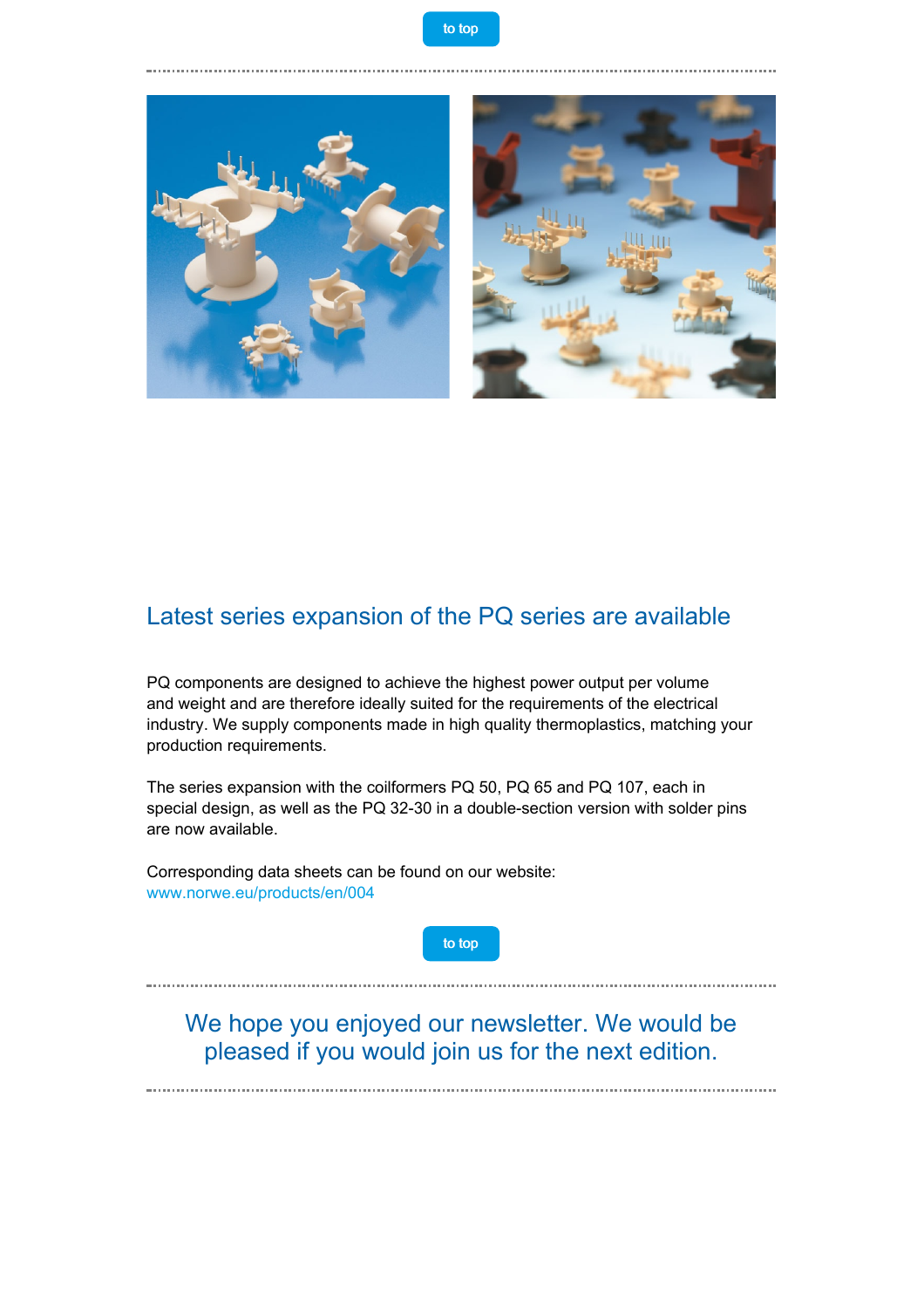to top

## Latest series expansion of the PQ series are available

PQ components are designed to achieve the highest power output per volume and weight and are therefore ideally suited for the requirements of the electrical industry. We supply components made in high quality thermoplastics, matching your production requirements.

The series expansion with the coilformers PQ 50, PQ 65 and PQ 107, each in special design, as well as the PQ 32-30 in a double-section version with solder pins are now available.

Corresponding data sheets can be found on our website:
www.norwe.eu/products/en/004

to top

We hope you enjoyed our newsletter. We would be pleased if you would join us for the next edition.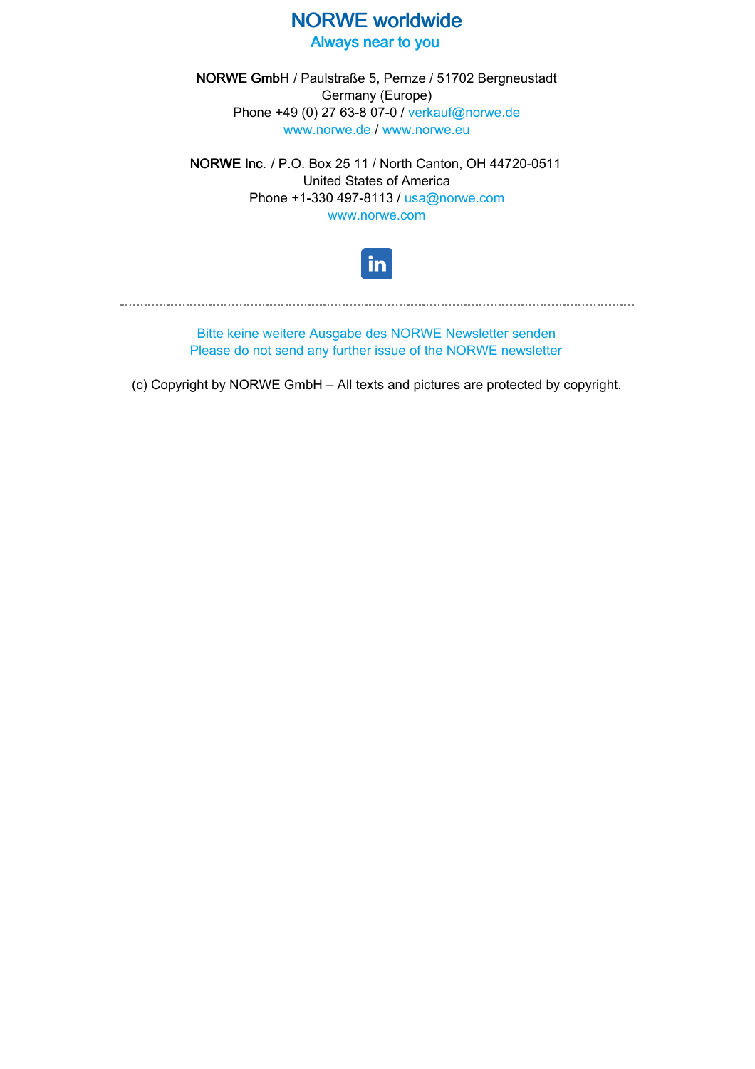# NORWE worldwide

## Always near to you

**NORWE GmbH** / Paulstraße 5, Pernze / 51702 Bergneustadt
Germany (Europe)
Phone +49 (0) 27 63-8 07-0 / verkauf@norwe.de
www.norwe.de / www.norwe.eu

**NORWE Inc.** / P.O. Box 25 11 / North Canton, OH 44720-0511
United States of America
Phone +1-330 497-8113 / usa@norwe.com
www.norwe.com

---

Bitte keine weitere Ausgabe des NORWE Newsletter senden
Please do not send any further issue of the NORWE newsletter

(c) Copyright by NORWE GmbH – All texts and pictures are protected by copyright.